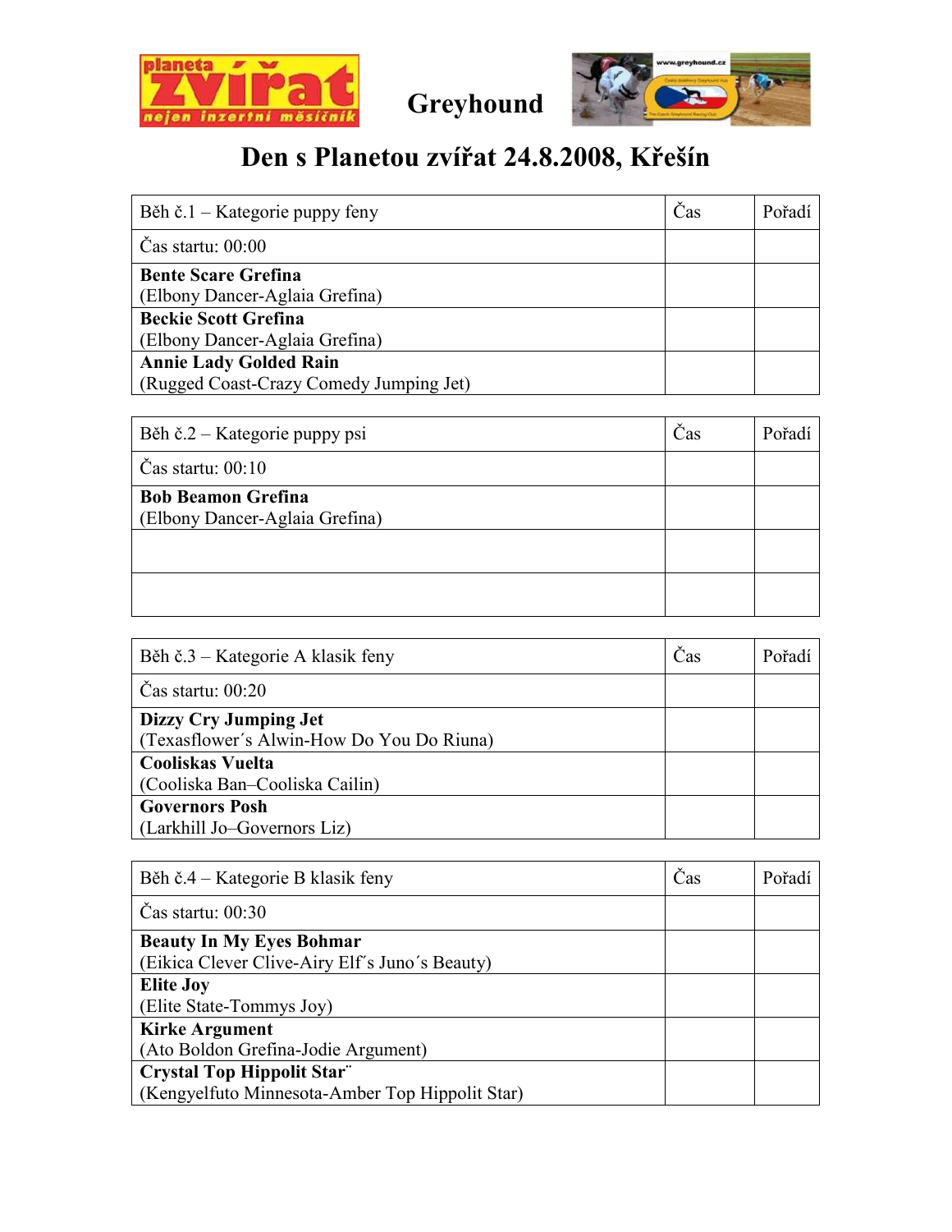planeta zvířat nejen inzertní měsíčník

**Greyhound**

# Den s Planetou zvířat 24.8.2008, Křešín

| Běh č.1 – Kategorie puppy feny | Čas | Pořadí |
|---|---|---|
| Čas startu: 00:00 | | |
| **Bente Scare Grefina** (Elbony Dancer-Aglaia Grefina) | | |
| **Beckie Scott Grefina** (Elbony Dancer-Aglaia Grefina) | | |
| **Annie Lady Golded Rain** (Rugged Coast-Crazy Comedy Jumping Jet) | | |

| Běh č.2 – Kategorie puppy psi | Čas | Pořadí |
|---|---|---|
| Čas startu: 00:10 | | |
| **Bob Beamon Grefina** (Elbony Dancer-Aglaia Grefina) | | |
| | | |
| | | |

| Běh č.3 – Kategorie A klasik feny | Čas | Pořadí |
|---|---|---|
| Čas startu: 00:20 | | |
| **Dizzy Cry Jumping Jet** (Texasflower´s Alwin-How Do You Do Riuna) | | |
| **Cooliskas Vuelta** (Cooliska Ban–Cooliska Cailin) | | |
| **Governors Posh** (Larkhill Jo–Governors Liz) | | |

| Běh č.4 – Kategorie B klasik feny | Čas | Pořadí |
|---|---|---|
| Čas startu: 00:30 | | |
| **Beauty In My Eyes Bohmar** (Eikica Clever Clive-Airy Elf´s Juno´s Beauty) | | |
| **Elite Joy** (Elite State-Tommys Joy) | | |
| **Kirke Argument** (Ato Boldon Grefina-Jodie Argument) | | |
| **Crystal Top Hippolit Star¨** (Kengyelfuto Minnesota-Amber Top Hippolit Star) | | |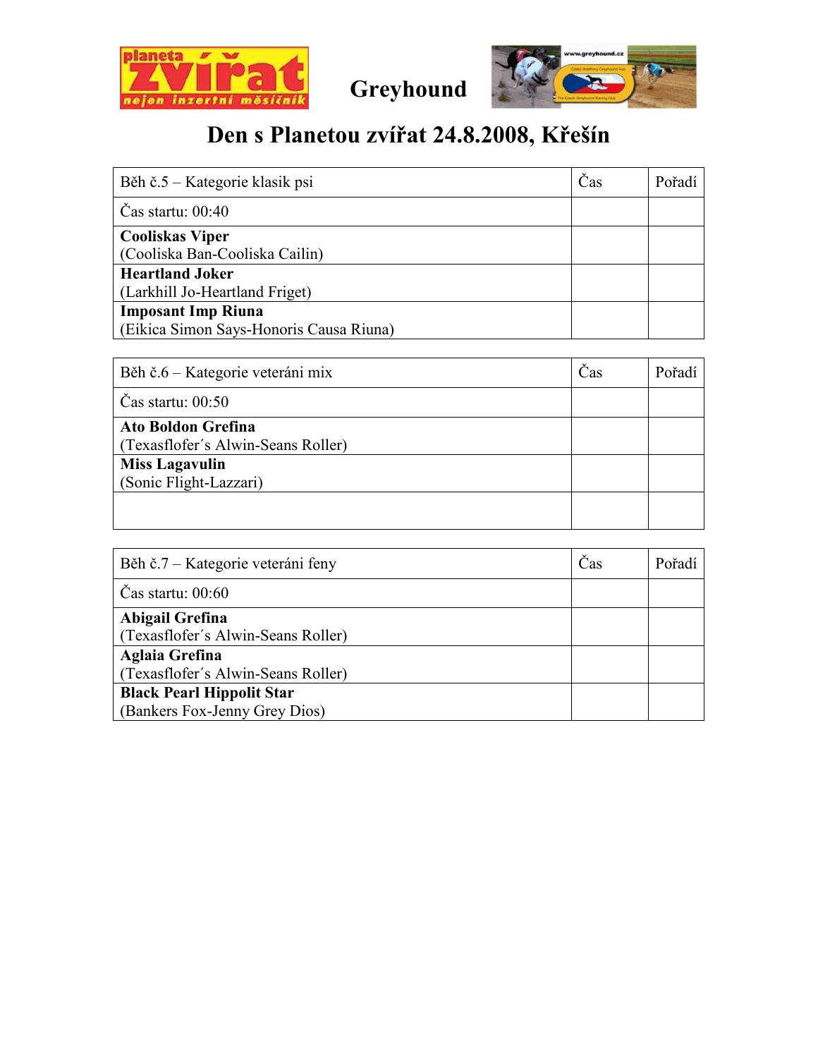Greyhound

# Den s Planetou zvířat 24.8.2008, Křešín

| Běh č.5 – Kategorie klasik psi | Čas | Pořadí |
|---|---|---|
| Čas startu: 00:40 | | |
| **Cooliskas Viper** (Cooliska Ban-Cooliska Cailin) | | |
| **Heartland Joker** (Larkhill Jo-Heartland Friget) | | |
| **Imposant Imp Riuna** (Eikica Simon Says-Honoris Causa Riuna) | | |

| Běh č.6 – Kategorie veteráni mix | Čas | Pořadí |
|---|---|---|
| Čas startu: 00:50 | | |
| **Ato Boldon Grefina** (Texasflofer´s Alwin-Seans Roller) | | |
| **Miss Lagavulin** (Sonic Flight-Lazzari) | | |
| | | |

| Běh č.7 – Kategorie veteráni feny | Čas | Pořadí |
|---|---|---|
| Čas startu: 00:60 | | |
| **Abigail Grefina** (Texasflofer´s Alwin-Seans Roller) | | |
| **Aglaia Grefina** (Texasflofer´s Alwin-Seans Roller) | | |
| **Black Pearl Hippolit Star** (Bankers Fox-Jenny Grey Dios) | | |